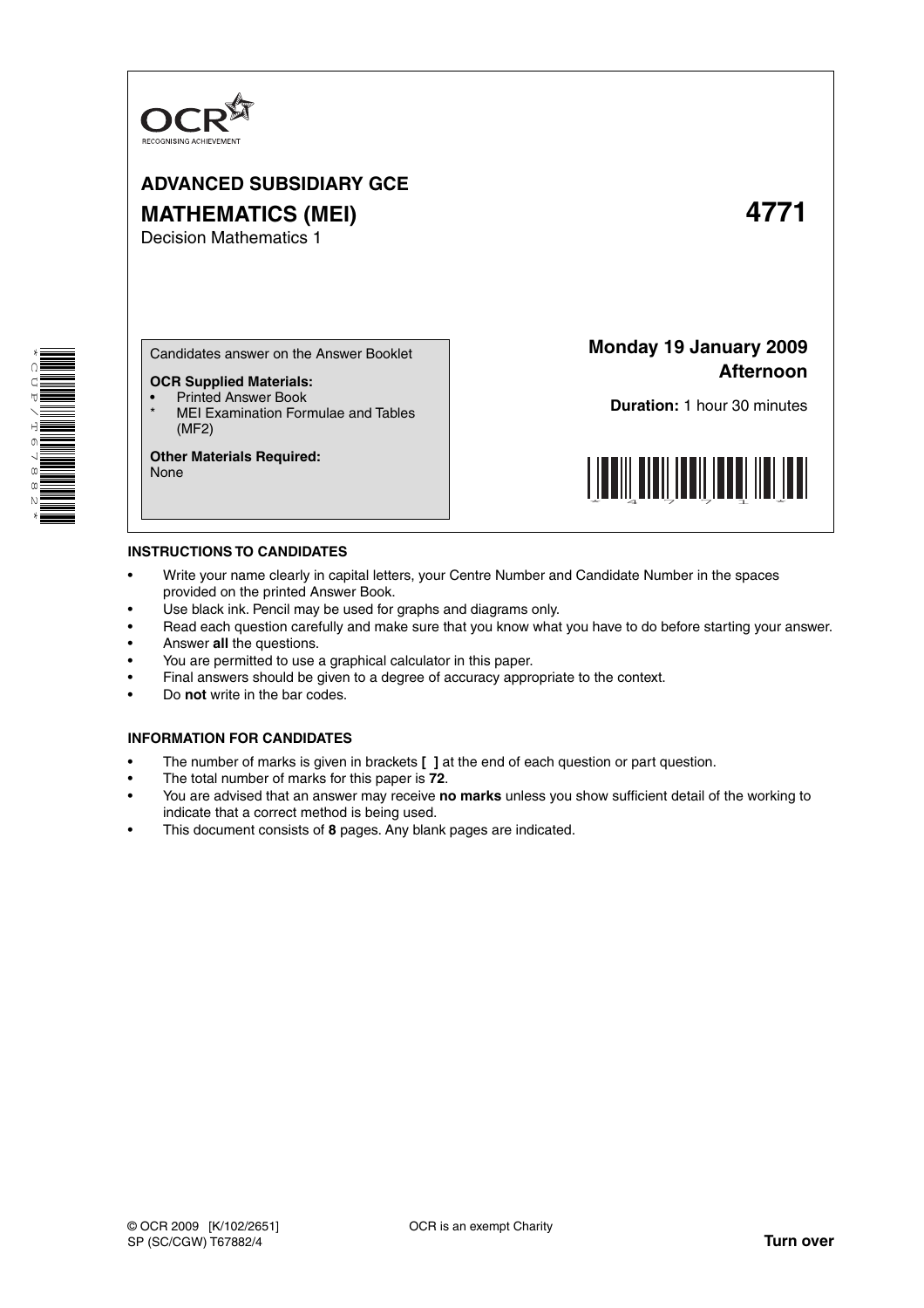OCR
RECOGNISING ACHIEVEMENT

# ADVANCED SUBSIDIARY GCE

## MATHEMATICS (MEI) **4771**

Decision Mathematics 1

Candidates answer on the Answer Booklet

**OCR Supplied Materials:**

- Printed Answer Book
- MEI Examination Formulae and Tables (MF2)

**Other Materials Required:**
None

**Monday 19 January 2009**
**Afternoon**

**Duration:** 1 hour 30 minutes

### INSTRUCTIONS TO CANDIDATES

- Write your name clearly in capital letters, your Centre Number and Candidate Number in the spaces provided on the printed Answer Book.
- Use black ink. Pencil may be used for graphs and diagrams only.
- Read each question carefully and make sure that you know what you have to do before starting your answer.
- Answer **all** the questions.
- You are permitted to use a graphical calculator in this paper.
- Final answers should be given to a degree of accuracy appropriate to the context.
- Do **not** write in the bar codes.

### INFORMATION FOR CANDIDATES

- The number of marks is given in brackets **[ ]** at the end of each question or part question.
- The total number of marks for this paper is **72**.
- You are advised that an answer may receive **no marks** unless you show sufficient detail of the working to indicate that a correct method is being used.
- This document consists of **8** pages. Any blank pages are indicated.

© OCR 2009 [K/102/2651] OCR is an exempt Charity
SP (SC/CGW) T67882/4 **Turn over**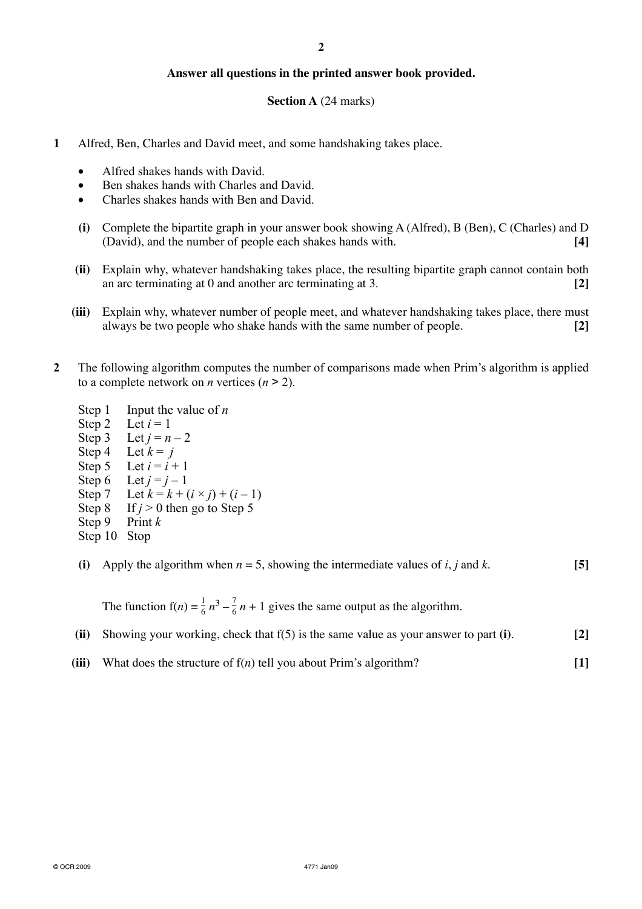**Answer all questions in the printed answer book provided.**

**Section A** (24 marks)

**1** Alfred, Ben, Charles and David meet, and some handshaking takes place.

- Alfred shakes hands with David.
- Ben shakes hands with Charles and David.
- Charles shakes hands with Ben and David.

**(i)** Complete the bipartite graph in your answer book showing A (Alfred), B (Ben), C (Charles) and D (David), and the number of people each shakes hands with. **[4]**

**(ii)** Explain why, whatever handshaking takes place, the resulting bipartite graph cannot contain both an arc terminating at 0 and another arc terminating at 3. **[2]**

**(iii)** Explain why, whatever number of people meet, and whatever handshaking takes place, there must always be two people who shake hands with the same number of people. **[2]**

**2** The following algorithm computes the number of comparisons made when Prim's algorithm is applied to a complete network on $n$ vertices ($n > 2$).

Step 1 Input the value of $n$
Step 2 Let $i = 1$
Step 3 Let $j = n - 2$
Step 4 Let $k = j$
Step 5 Let $i = i + 1$
Step 6 Let $j = j - 1$
Step 7 Let $k = k + (i \times j) + (i - 1)$
Step 8 If $j > 0$ then go to Step 5
Step 9 Print $k$
Step 10 Stop

**(i)** Apply the algorithm when $n = 5$, showing the intermediate values of $i$, $j$ and $k$. **[5]**

The function $f(n) = \frac{1}{6}n^3 - \frac{7}{6}n + 1$ gives the same output as the algorithm.

**(ii)** Showing your working, check that $f(5)$ is the same value as your answer to part **(i)**. **[2]**

**(iii)** What does the structure of $f(n)$ tell you about Prim's algorithm? **[1]**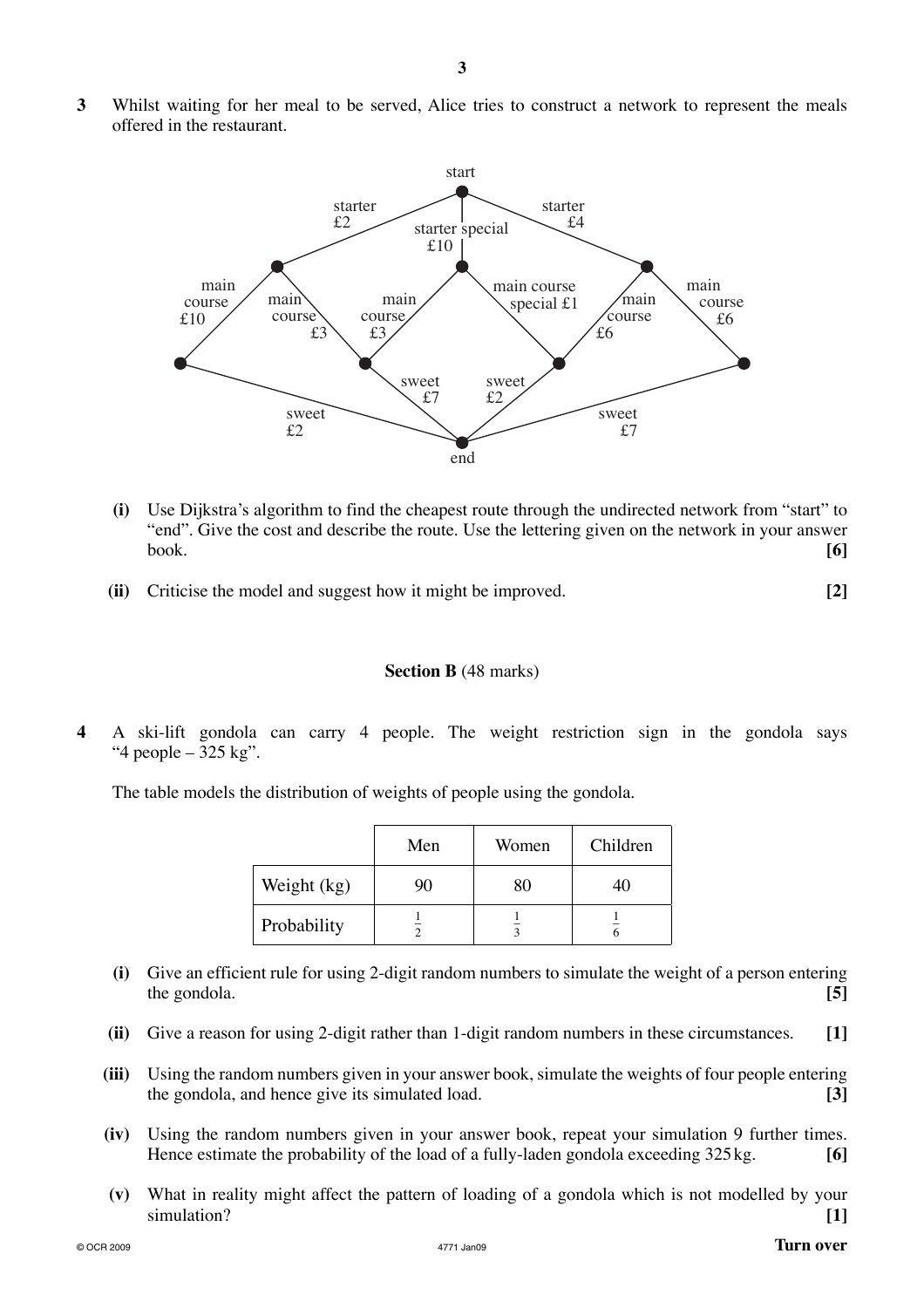**3** Whilst waiting for her meal to be served, Alice tries to construct a network to represent the meals offered in the restaurant.

start

starter £2 | starter special £10 | starter £4

main course £10 | main course £3 | main course £3 | main course special £1 | main course £6 | main course £6

sweet £2 | sweet £7 | sweet £2 | sweet £7

end

**(i)** Use Dijkstra's algorithm to find the cheapest route through the undirected network from "start" to "end". Give the cost and describe the route. Use the lettering given on the network in your answer book. **[6]**

**(ii)** Criticise the model and suggest how it might be improved. **[2]**

## Section B (48 marks)

**4** A ski-lift gondola can carry 4 people. The weight restriction sign in the gondola says "4 people – 325 kg".

The table models the distribution of weights of people using the gondola.

| | Men | Women | Children |
|---|---|---|---|
| Weight (kg) | 90 | 80 | 40 |
| Probability | $\frac{1}{2}$ | $\frac{1}{3}$ | $\frac{1}{6}$ |

**(i)** Give an efficient rule for using 2-digit random numbers to simulate the weight of a person entering the gondola. **[5]**

**(ii)** Give a reason for using 2-digit rather than 1-digit random numbers in these circumstances. **[1]**

**(iii)** Using the random numbers given in your answer book, simulate the weights of four people entering the gondola, and hence give its simulated load. **[3]**

**(iv)** Using the random numbers given in your answer book, repeat your simulation 9 further times. Hence estimate the probability of the load of a fully-laden gondola exceeding 325 kg. **[6]**

**(v)** What in reality might affect the pattern of loading of a gondola which is not modelled by your simulation? **[1]**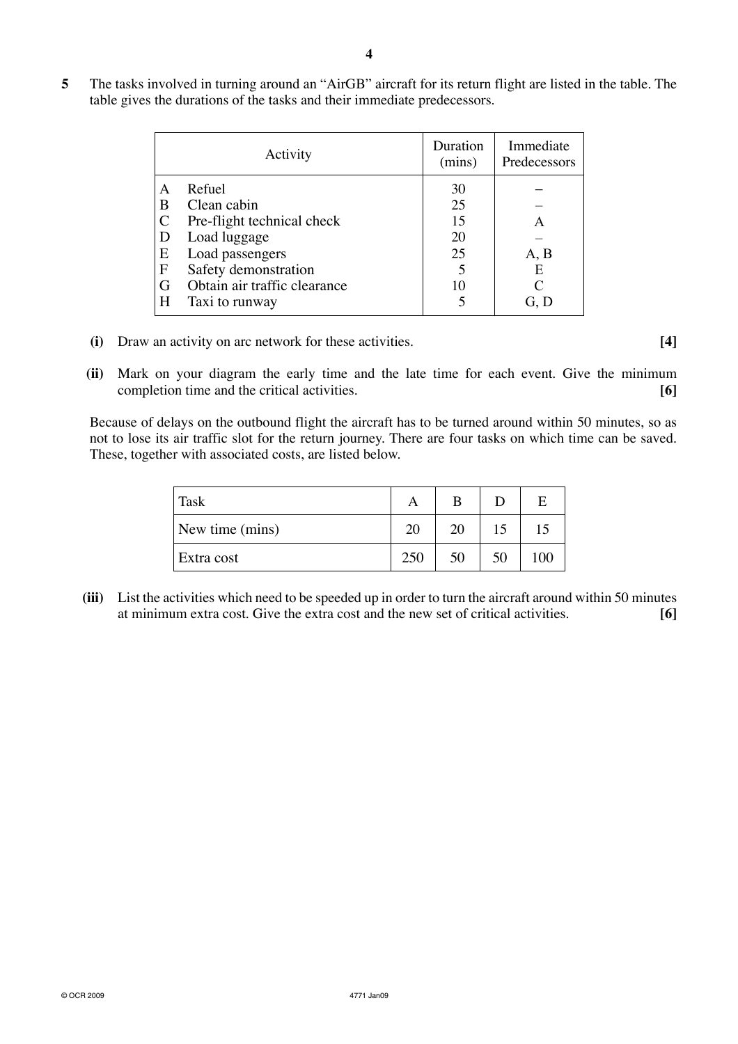**5** The tasks involved in turning around an "AirGB" aircraft for its return flight are listed in the table. The table gives the durations of the tasks and their immediate predecessors.

| | Activity | Duration (mins) | Immediate Predecessors |
|---|---|---|---|
| A | Refuel | 30 | – |
| B | Clean cabin | 25 | – |
| C | Pre-flight technical check | 15 | A |
| D | Load luggage | 20 | – |
| E | Load passengers | 25 | A, B |
| F | Safety demonstration | 5 | E |
| G | Obtain air traffic clearance | 10 | C |
| H | Taxi to runway | 5 | G, D |

**(i)** Draw an activity on arc network for these activities. **[4]**

**(ii)** Mark on your diagram the early time and the late time for each event. Give the minimum completion time and the critical activities. **[6]**

Because of delays on the outbound flight the aircraft has to be turned around within 50 minutes, so as not to lose its air traffic slot for the return journey. There are four tasks on which time can be saved. These, together with associated costs, are listed below.

| Task | A | B | D | E |
|---|---|---|---|---|
| New time (mins) | 20 | 20 | 15 | 15 |
| Extra cost | 250 | 50 | 50 | 100 |

**(iii)** List the activities which need to be speeded up in order to turn the aircraft around within 50 minutes at minimum extra cost. Give the extra cost and the new set of critical activities. **[6]**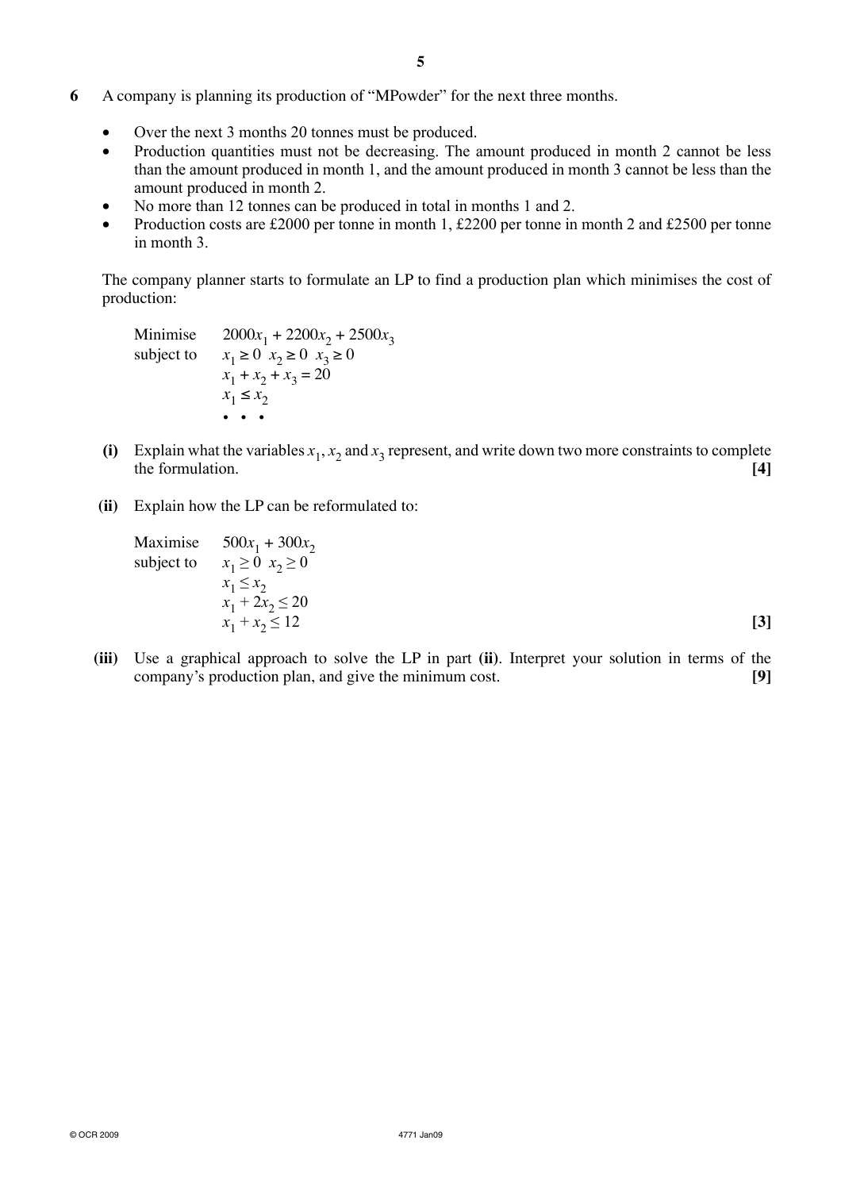**6** A company is planning its production of "MPowder" for the next three months.

- Over the next 3 months 20 tonnes must be produced.
- Production quantities must not be decreasing. The amount produced in month 2 cannot be less than the amount produced in month 1, and the amount produced in month 3 cannot be less than the amount produced in month 2.
- No more than 12 tonnes can be produced in total in months 1 and 2.
- Production costs are £2000 per tonne in month 1, £2200 per tonne in month 2 and £2500 per tonne in month 3.

The company planner starts to formulate an LP to find a production plan which minimises the cost of production:

Minimise $2000x_1 + 2200x_2 + 2500x_3$

subject to $x_1 \geq 0 \;\; x_2 \geq 0 \;\; x_3 \geq 0$

$x_1 + x_2 + x_3 = 20$

$x_1 \leq x_2$

• • •

**(i)** Explain what the variables $x_1$, $x_2$ and $x_3$ represent, and write down two more constraints to complete the formulation. **[4]**

**(ii)** Explain how the LP can be reformulated to:

Maximise $500x_1 + 300x_2$

subject to $x_1 \geq 0 \;\; x_2 \geq 0$

$x_1 \leq x_2$

$x_1 + 2x_2 \leq 20$

$x_1 + x_2 \leq 12$ **[3]**

**(iii)** Use a graphical approach to solve the LP in part **(ii)**. Interpret your solution in terms of the company's production plan, and give the minimum cost. **[9]**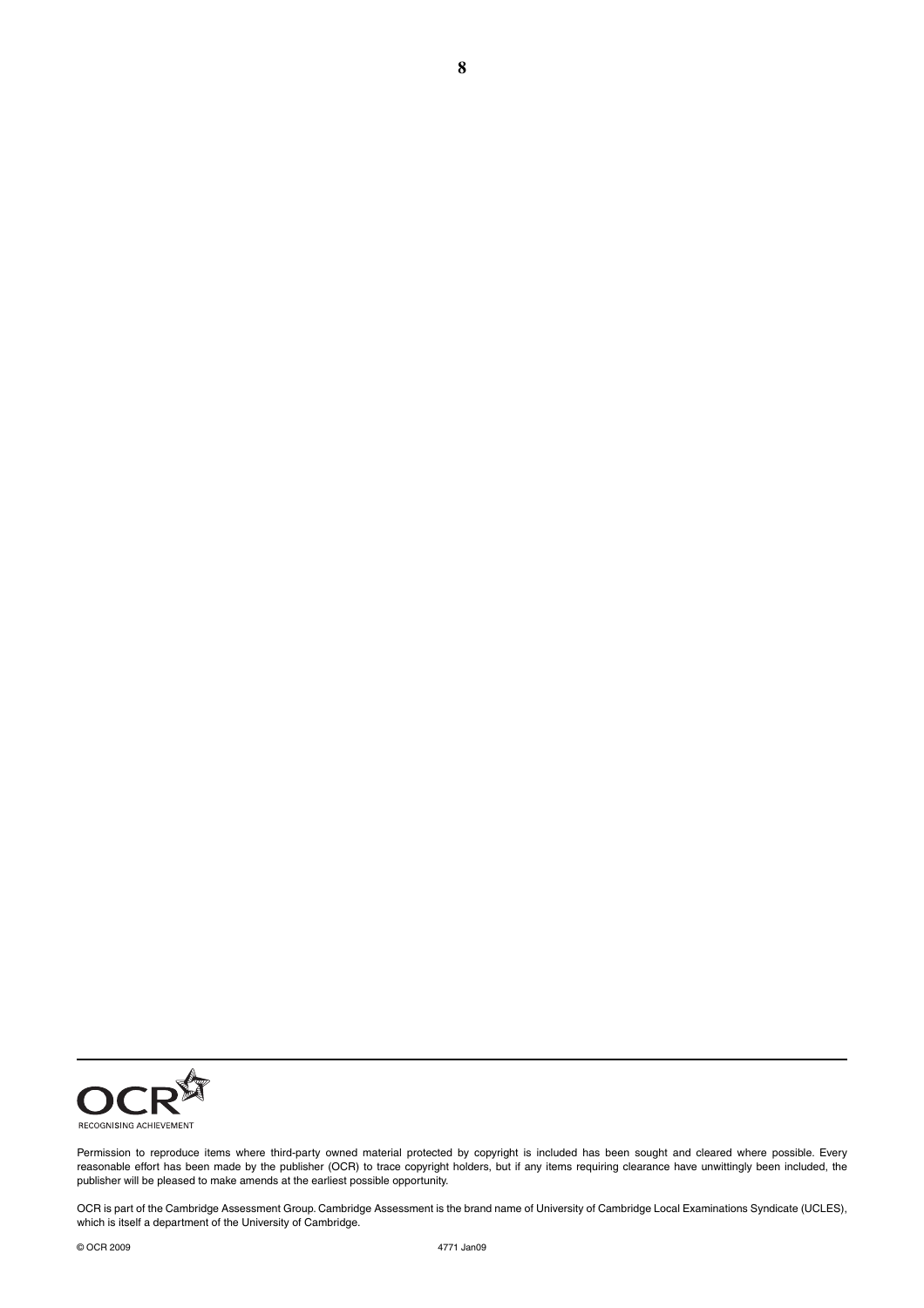OCR
RECOGNISING ACHIEVEMENT

Permission to reproduce items where third-party owned material protected by copyright is included has been sought and cleared where possible. Every reasonable effort has been made by the publisher (OCR) to trace copyright holders, but if any items requiring clearance have unwittingly been included, the publisher will be pleased to make amends at the earliest possible opportunity.

OCR is part of the Cambridge Assessment Group. Cambridge Assessment is the brand name of University of Cambridge Local Examinations Syndicate (UCLES), which is itself a department of the University of Cambridge.

© OCR 2009 4771 Jan09